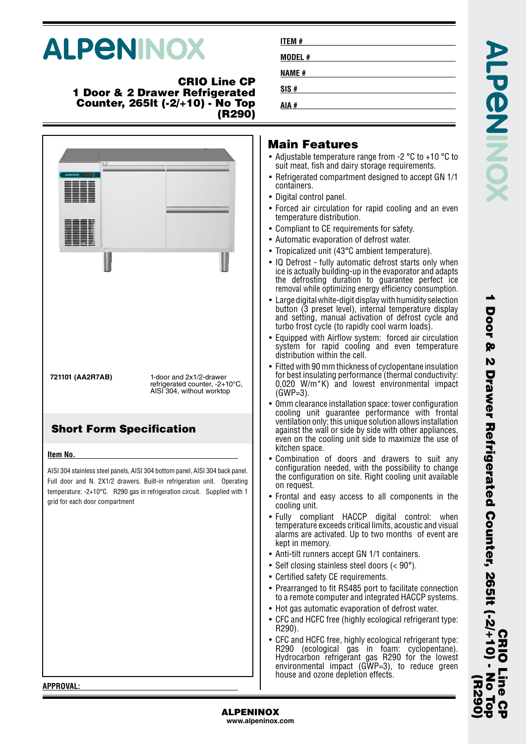# ALPENINOX

## CRIO Line CP
## 1 Door & 2 Drawer Refrigerated Counter, 265lt (-2/+10) - No Top (R290)

**ITEM #** 

**MODEL #** 

**NAME #** 

**SIS #** 

**AIA #** 

**721101 (AA2R7AB)** — 1-door and 2x1/2-drawer refrigerated counter, -2+10°C, AISI 304, without worktop

## Short Form Specification

**Item No.**

AISI 304 stainless steel panels, AISI 304 bottom panel, AISI 304 back panel. Full door and N. 2X1/2 drawers. Built-in refrigeration unit. Operating temperature: -2+10°C. R290 gas in refrigeration circuit. Supplied with 1 grid for each door compartment

## Main Features

- Adjustable temperature range from -2 °C to +10 °C to suit meat, fish and dairy storage requirements.
- Refrigerated compartment designed to accept GN 1/1 containers.
- Digital control panel.
- Forced air circulation for rapid cooling and an even temperature distribution.
- Compliant to CE requirements for safety.
- Automatic evaporation of defrost water.
- Tropicalized unit (43°C ambient temperature).
- IQ Defrost - fully automatic defrost starts only when ice is actually building-up in the evaporator and adapts the defrosting duration to guarantee perfect ice removal while optimizing energy efficiency consumption.
- Large digital white-digit display with humidity selection button (3 preset level), internal temperature display and setting, manual activation of defrost cycle and turbo frost cycle (to rapidly cool warm loads).
- Equipped with Airflow system: forced air circulation system for rapid cooling and even temperature distribution within the cell.
- Fitted with 90 mm thickness of cyclopentane insulation for best insulating performance (thermal conductivity: 0,020 W/m*K) and lowest environmental impact (GWP=3).
- 0mm clearance installation space: tower configuration cooling unit guarantee performance with frontal ventilation only; this unique solution allows installation against the wall or side by side with other appliances, even on the cooling unit side to maximize the use of kitchen space.
- Combination of doors and drawers to suit any configuration needed, with the possibility to change the configuration on site. Right cooling unit available on request.
- Frontal and easy access to all components in the cooling unit.
- Fully compliant HACCP digital control: when temperature exceeds critical limits, acoustic and visual alarms are activated. Up to two months of event are kept in memory.
- Anti-tilt runners accept GN 1/1 containers.
- Self closing stainless steel doors (< 90°).
- Certified safety CE requirements.
- Prearranged to fit RS485 port to facilitate connection to a remote computer and integrated HACCP systems.
- Hot gas automatic evaporation of defrost water.
- CFC and HCFC free (highly ecological refrigerant type: R290).
- CFC and HCFC free, highly ecological refrigerant type: R290 (ecological gas in foam: cyclopentane). Hydrocarbon refrigerant gas R290 for the lowest environmental impact (GWP=3), to reduce green house and ozone depletion effects.

**APPROVAL:**

**ALPENINOX**
www.alpeninox.com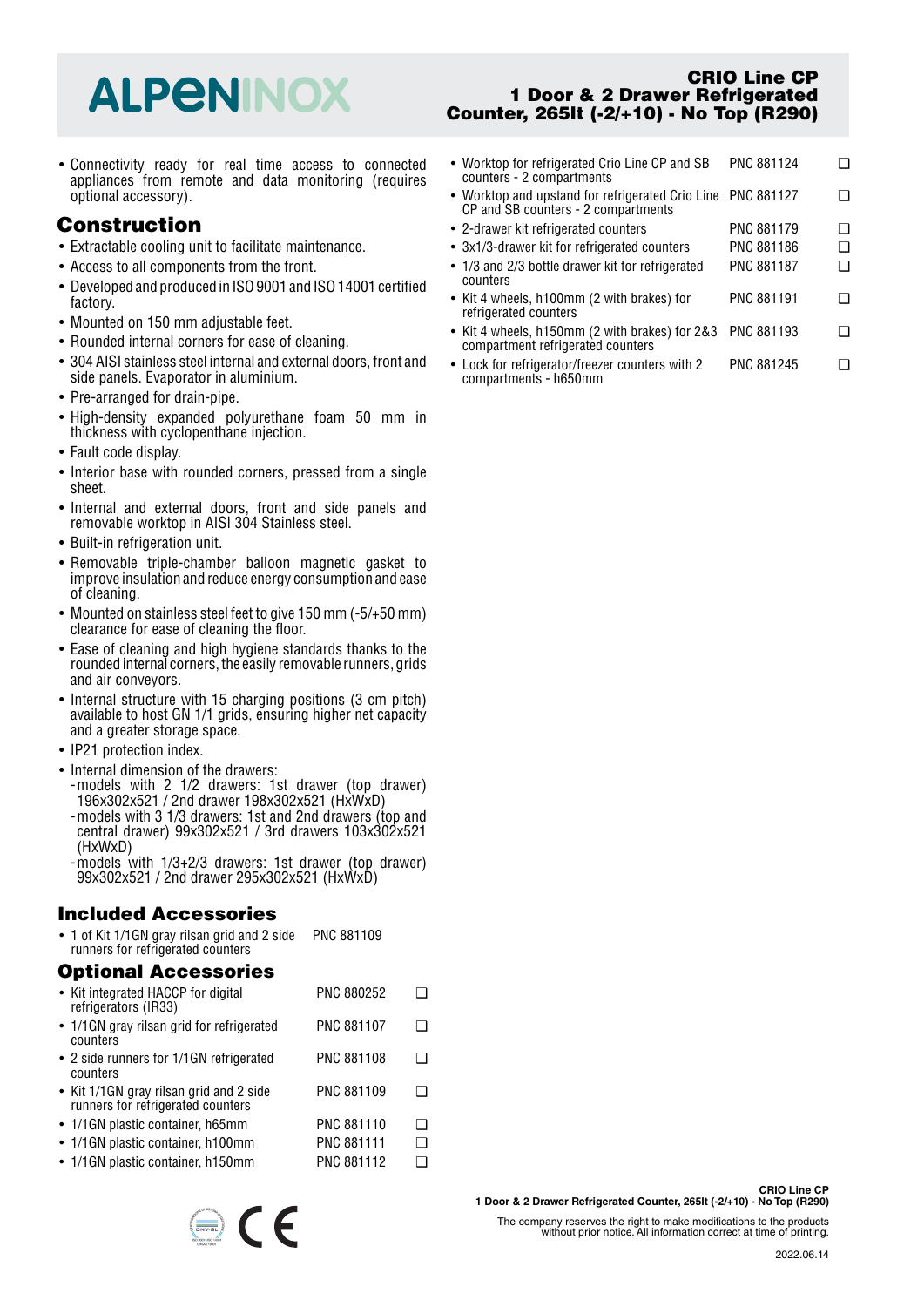- Connectivity ready for real time access to connected appliances from remote and data monitoring (requires optional accessory).

## Construction

- Extractable cooling unit to facilitate maintenance.
- Access to all components from the front.
- Developed and produced in ISO 9001 and ISO 14001 certified factory.
- Mounted on 150 mm adjustable feet.
- Rounded internal corners for ease of cleaning.
- 304 AISI stainless steel internal and external doors, front and side panels. Evaporator in aluminium.
- Pre-arranged for drain-pipe.
- High-density expanded polyurethane foam 50 mm in thickness with cyclopenthane injection.
- Fault code display.
- Interior base with rounded corners, pressed from a single sheet.
- Internal and external doors, front and side panels and removable worktop in AISI 304 Stainless steel.
- Built-in refrigeration unit.
- Removable triple-chamber balloon magnetic gasket to improve insulation and reduce energy consumption and ease of cleaning.
- Mounted on stainless steel feet to give 150 mm (-5/+50 mm) clearance for ease of cleaning the floor.
- Ease of cleaning and high hygiene standards thanks to the rounded internal corners, the easily removable runners, grids and air conveyors.
- Internal structure with 15 charging positions (3 cm pitch) available to host GN 1/1 grids, ensuring higher net capacity and a greater storage space.
- IP21 protection index.
- Internal dimension of the drawers:
  - models with 2 1/2 drawers: 1st drawer (top drawer) 196x302x521 / 2nd drawer 198x302x521 (HxWxD)
  - models with 3 1/3 drawers: 1st and 2nd drawers (top and central drawer) 99x302x521 / 3rd drawers 103x302x521 (HxWxD)
  - models with 1/3+2/3 drawers: 1st drawer (top drawer) 99x302x521 / 2nd drawer 295x302x521 (HxWxD)

## Included Accessories

- 1 of Kit 1/1GN gray rilsan grid and 2 side runners for refrigerated counters — PNC 881109

## Optional Accessories

- Kit integrated HACCP for digital refrigerators (IR33) — PNC 880252 ❑
- 1/1GN gray rilsan grid for refrigerated counters — PNC 881107 ❑
- 2 side runners for 1/1GN refrigerated counters — PNC 881108 ❑
- Kit 1/1GN gray rilsan grid and 2 side runners for refrigerated counters — PNC 881109 ❑
- 1/1GN plastic container, h65mm — PNC 881110 ❑
- 1/1GN plastic container, h100mm — PNC 881111 ❑
- 1/1GN plastic container, h150mm — PNC 881112 ❑
- Worktop for refrigerated Crio Line CP and SB counters - 2 compartments — PNC 881124 ❑
- Worktop and upstand for refrigerated Crio Line CP and SB counters - 2 compartments — PNC 881127 ❑
- 2-drawer kit refrigerated counters — PNC 881179 ❑
- 3x1/3-drawer kit for refrigerated counters — PNC 881186 ❑
- 1/3 and 2/3 bottle drawer kit for refrigerated counters — PNC 881187 ❑
- Kit 4 wheels, h100mm (2 with brakes) for refrigerated counters — PNC 881191 ❑
- Kit 4 wheels, h150mm (2 with brakes) for 2&3 compartment refrigerated counters — PNC 881193 ❑
- Lock for refrigerator/freezer counters with 2 compartments - h650mm — PNC 881245 ❑

The company reserves the right to make modifications to the products without prior notice. All information correct at time of printing.

2022.06.14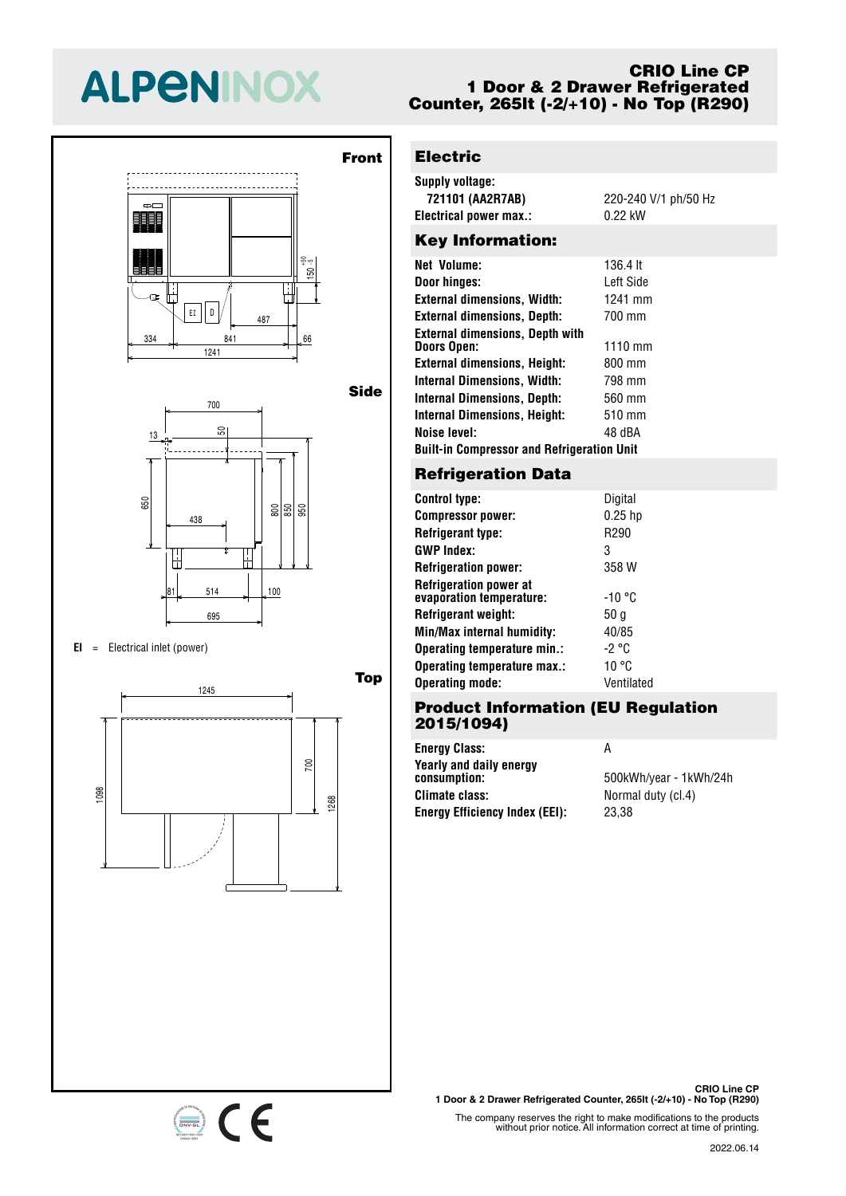# ALPENINOX

**CRIO Line CP**
**1 Door & 2 Drawer Refrigerated Counter, 265lt (-2/+10) - No Top (R290)**

Front

Side

EI = Electrical inlet (power)

Top

## Electric

| | |
|---|---|
| **Supply voltage:** | |
| **721101 (AA2R7AB)** | 220-240 V/1 ph/50 Hz |
| **Electrical power max.:** | 0.22 kW |

## Key Information:

| | |
|---|---|
| **Net Volume:** | 136.4 lt |
| **Door hinges:** | Left Side |
| **External dimensions, Width:** | 1241 mm |
| **External dimensions, Depth:** | 700 mm |
| **External dimensions, Depth with Doors Open:** | 1110 mm |
| **External dimensions, Height:** | 800 mm |
| **Internal Dimensions, Width:** | 798 mm |
| **Internal Dimensions, Depth:** | 560 mm |
| **Internal Dimensions, Height:** | 510 mm |
| **Noise level:** | 48 dBA |

**Built-in Compressor and Refrigeration Unit**

## Refrigeration Data

| | |
|---|---|
| **Control type:** | Digital |
| **Compressor power:** | 0.25 hp |
| **Refrigerant type:** | R290 |
| **GWP Index:** | 3 |
| **Refrigeration power:** | 358 W |
| **Refrigeration power at evaporation temperature:** | -10 °C |
| **Refrigerant weight:** | 50 g |
| **Min/Max internal humidity:** | 40/85 |
| **Operating temperature min.:** | -2 °C |
| **Operating temperature max.:** | 10 °C |
| **Operating mode:** | Ventilated |

## Product Information (EU Regulation 2015/1094)

| | |
|---|---|
| **Energy Class:** | A |
| **Yearly and daily energy consumption:** | 500kWh/year - 1kWh/24h |
| **Climate class:** | Normal duty (cl.4) |
| **Energy Efficiency Index (EEI):** | 23,38 |

**CRIO Line CP**
**1 Door & 2 Drawer Refrigerated Counter, 265lt (-2/+10) - No Top (R290)**

The company reserves the right to make modifications to the products without prior notice. All information correct at time of printing.

2022.06.14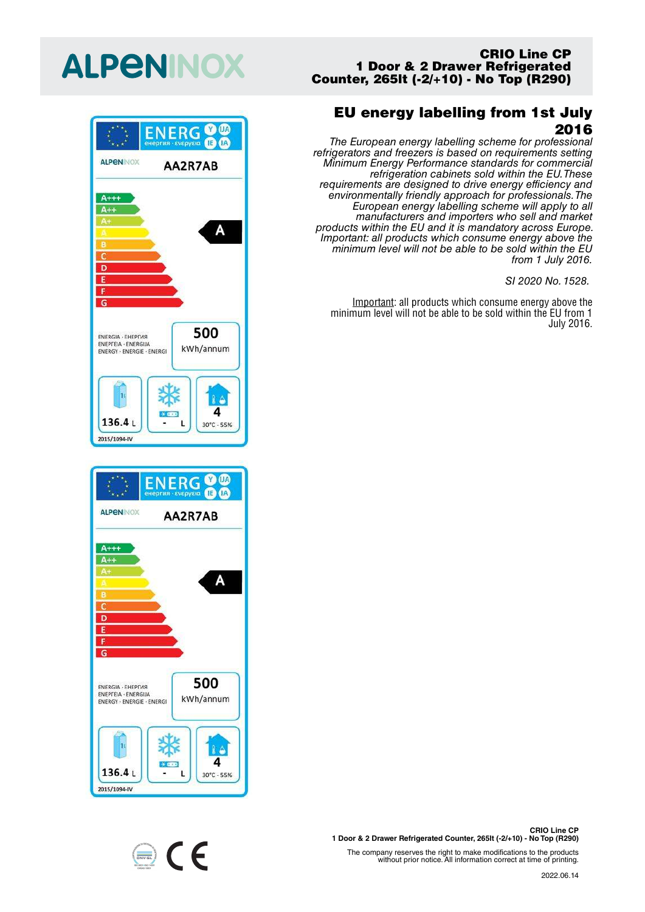# ALPENINOX

**CRIO Line CP**
**1 Door & 2 Drawer Refrigerated Counter, 265lt (-2/+10) - No Top (R290)**

ENERG енергия · ενεργεια Y IJA IE IA

ALPENINOX AA2R7AB

A+++
A++
A+
A
B
C
D
E
F
G

A

ENERGIA · ЕНЕРГИЯ
ΕΝΕΡΓΕΙΑ · ENERGIJA
ENERGY · ENERGIE · ENERGI

500 kWh/annum

136.4 L

- L

4
30°C - 55%

2015/1094-IV

ENERG енергия · ενεργεια Y IJA IE IA

ALPENINOX AA2R7AB

A+++
A++
A+
A
B
C
D
E
F
G

A

ENERGIA · ЕНЕРГИЯ
ΕΝΕΡΓΕΙΑ · ENERGIJA
ENERGY · ENERGIE · ENERGI

500 kWh/annum

136.4 L

- L

4
30°C - 55%

2015/1094-IV

## EU energy labelling from 1st July 2016

*The European energy labelling scheme for professional refrigerators and freezers is based on requirements setting Minimum Energy Performance standards for commercial refrigeration cabinets sold within the EU. These requirements are designed to drive energy efficiency and environmentally friendly approach for professionals. The European energy labelling scheme will apply to all manufacturers and importers who sell and market products within the EU and it is mandatory across Europe. Important: all products which consume energy above the minimum level will not be able to be sold within the EU from 1 July 2016.*

*SI 2020 No. 1528.*

Important: all products which consume energy above the minimum level will not be able to be sold within the EU from 1 July 2016.

**CRIO Line CP**
**1 Door & 2 Drawer Refrigerated Counter, 265lt (-2/+10) - No Top (R290)**

The company reserves the right to make modifications to the products without prior notice. All information correct at time of printing.

2022.06.14